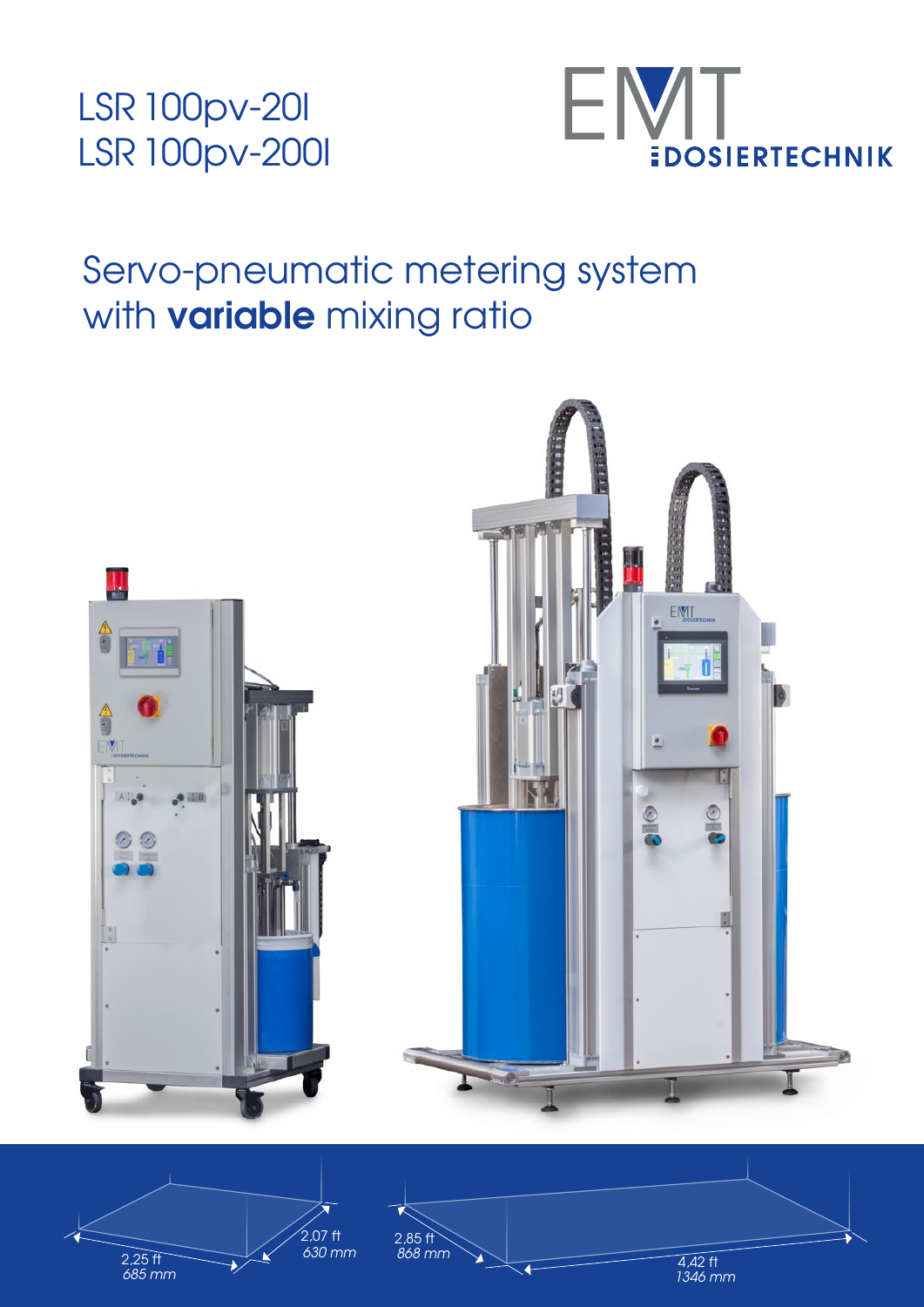# LSR 100pv-20l
# LSR 100pv-200l

EMT DOSIERTECHNIK

## Servo-pneumatic metering system with **variable** mixing ratio

2,25 ft
685 mm

2,07 ft
630 mm

2,85 ft
868 mm

4,42 ft
1346 mm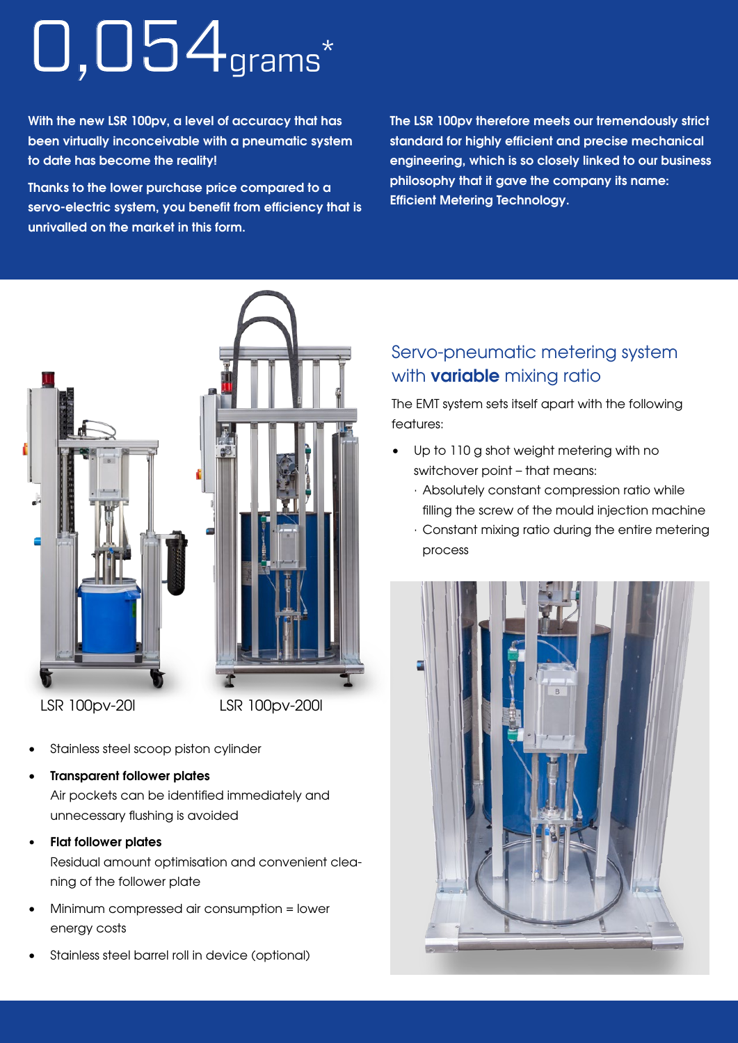# 0,054 grams*

**With the new LSR 100pv, a level of accuracy that has been virtually inconceivable with a pneumatic system to date has become the reality!**

**Thanks to the lower purchase price compared to a servo-electric system, you benefit from efficiency that is unrivalled on the market in this form.**

**The LSR 100pv therefore meets our tremendously strict standard for highly efficient and precise mechanical engineering, which is so closely linked to our business philosophy that it gave the company its name: Efficient Metering Technology.**

LSR 100pv-20l

LSR 100pv-200l

- Stainless steel scoop piston cylinder
- **Transparent follower plates**
  Air pockets can be identified immediately and unnecessary flushing is avoided
- **Flat follower plates**
  Residual amount optimisation and convenient cleaning of the follower plate
- Minimum compressed air consumption = lower energy costs
- Stainless steel barrel roll in device (optional)

## Servo-pneumatic metering system with **variable** mixing ratio

The EMT system sets itself apart with the following features:

- Up to 110 g shot weight metering with no switchover point – that means:
  - Absolutely constant compression ratio while filling the screw of the mould injection machine
  - Constant mixing ratio during the entire metering process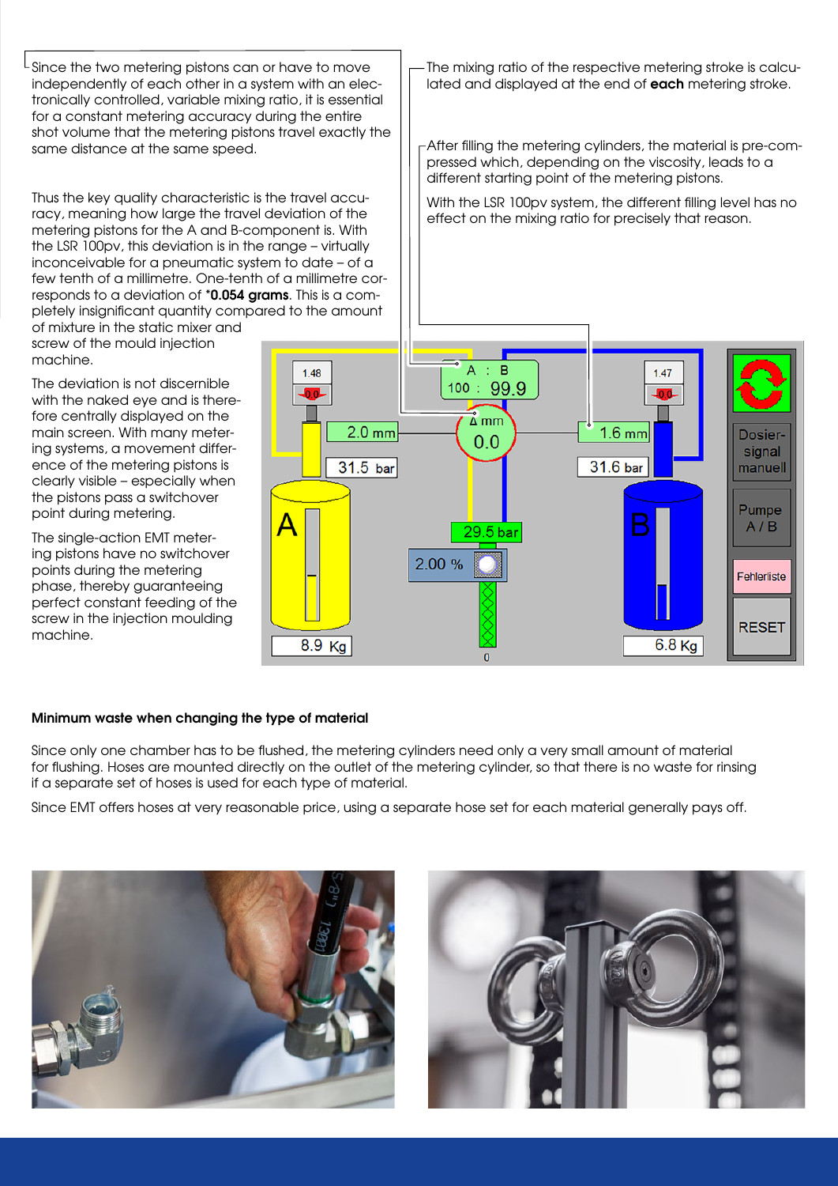Since the two metering pistons can or have to move independently of each other in a system with an electronically controlled, variable mixing ratio, it is essential for a constant metering accuracy during the entire shot volume that the metering pistons travel exactly the same distance at the same speed.

Thus the key quality characteristic is the travel accuracy, meaning how large the travel deviation of the metering pistons for the A and B-component is. With the LSR 100pv, this deviation is in the range – virtually inconceivable for a pneumatic system to date – of a few tenth of a millimetre. One-tenth of a millimetre corresponds to a deviation of ***0.054 grams**. This is a completely insignificant quantity compared to the amount of mixture in the static mixer and screw of the mould injection machine.

The deviation is not discernible with the naked eye and is therefore centrally displayed on the main screen. With many metering systems, a movement difference of the metering pistons is clearly visible – especially when the pistons pass a switchover point during metering.

The single-action EMT metering pistons have no switchover points during the metering phase, thereby guaranteeing perfect constant feeding of the screw in the injection moulding machine.

The mixing ratio of the respective metering stroke is calculated and displayed at the end of **each** metering stroke.

After filling the metering cylinders, the material is pre-compressed which, depending on the viscosity, leads to a different starting point of the metering pistons.

With the LSR 100pv system, the different filling level has no effect on the mixing ratio for precisely that reason.

**Minimum waste when changing the type of material**

Since only one chamber has to be flushed, the metering cylinders need only a very small amount of material for flushing. Hoses are mounted directly on the outlet of the metering cylinder, so that there is no waste for rinsing if a separate set of hoses is used for each type of material.

Since EMT offers hoses at very reasonable price, using a separate hose set for each material generally pays off.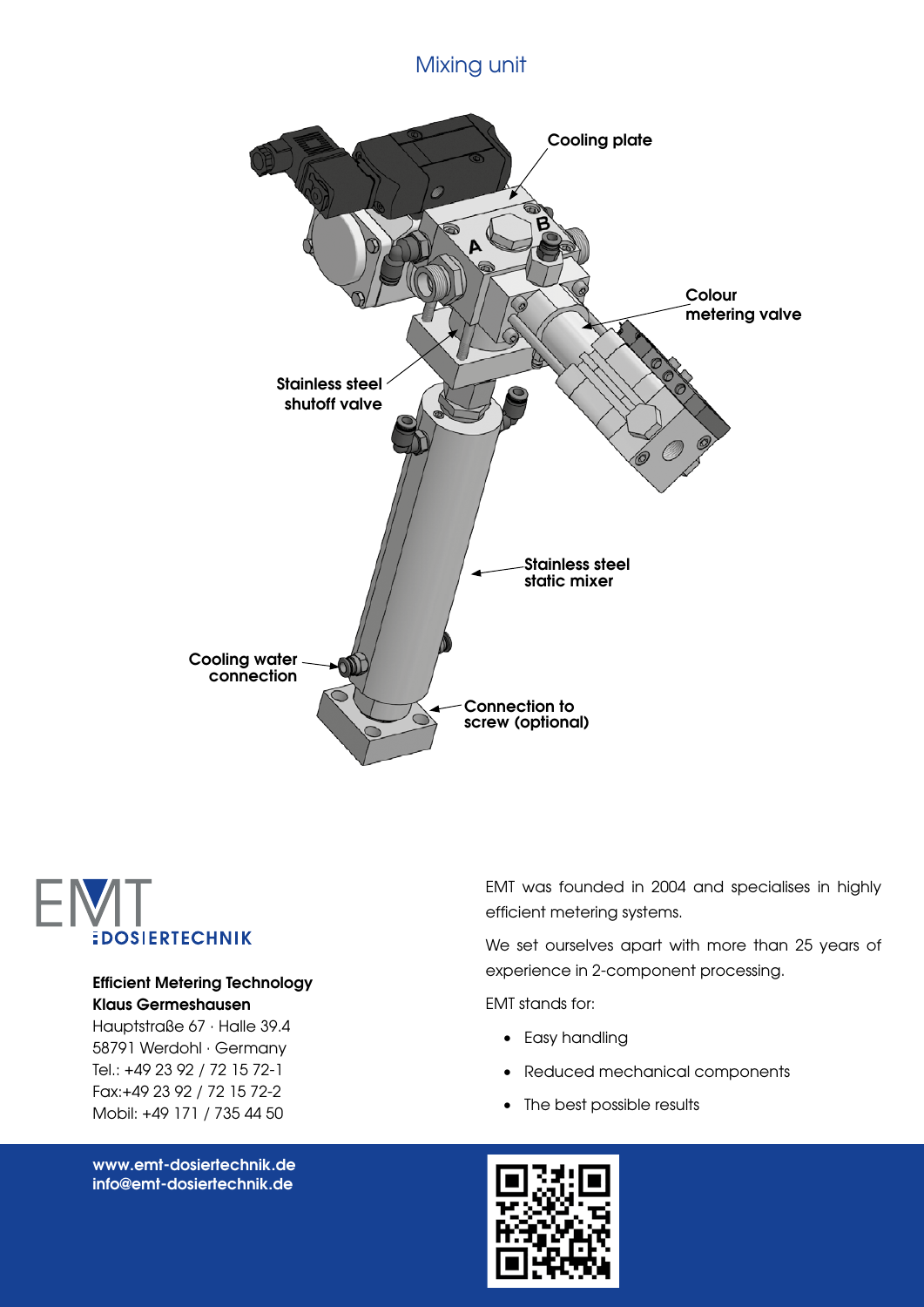## Mixing unit

Cooling plate

Colour metering valve

Stainless steel shutoff valve

Stainless steel static mixer

Cooling water connection

Connection to screw (optional)

EMT DOSIERTECHNIK

**Efficient Metering Technology**
**Klaus Germeshausen**
Hauptstraße 67 · Halle 39.4
58791 Werdohl · Germany
Tel.: +49 23 92 / 72 15 72-1
Fax:+49 23 92 / 72 15 72-2
Mobil: +49 171 / 735 44 50

EMT was founded in 2004 and specialises in highly efficient metering systems.

We set ourselves apart with more than 25 years of experience in 2-component processing.

EMT stands for:

- Easy handling
- Reduced mechanical components
- The best possible results

**www.emt-dosiertechnik.de**
**info@emt-dosiertechnik.de**